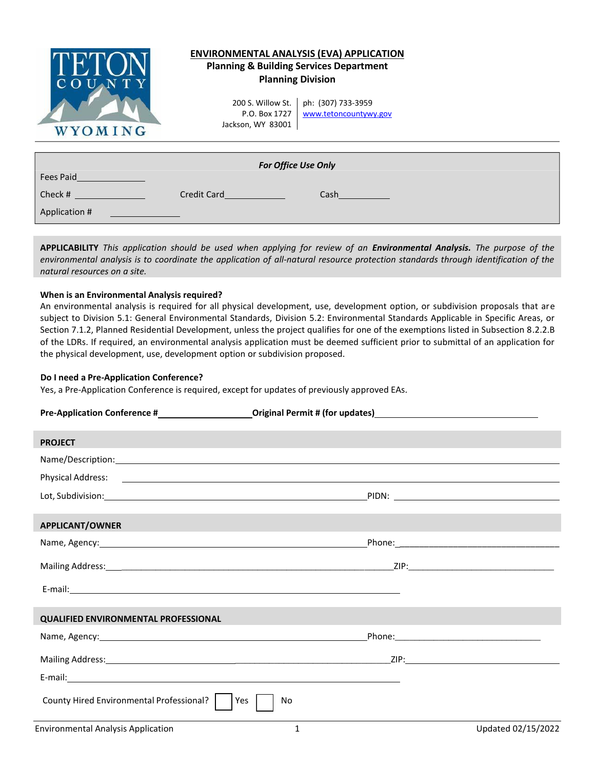# ENVIRONMENTAL ANALYSIS (EVA) APPLICATION

**Planning & Building Services Department**
**Planning Division**

200 S. Willow St.
P.O. Box 1727
Jackson, WY 83001

ph: (307) 733-3959
www.tetoncountywy.gov

***For Office Use Only***

Fees Paid\_\_\_\_\_\_\_\_\_\_\_\_\_

Check # \_\_\_\_\_\_\_\_\_\_\_\_\_ Credit Card\_\_\_\_\_\_\_\_\_\_\_\_ Cash\_\_\_\_\_\_\_\_\_\_\_

Application # \_\_\_\_\_\_\_\_\_\_\_\_\_

**APPLICABILITY** *This application should be used when applying for review of an* ***Environmental Analysis.*** *The purpose of the environmental analysis is to coordinate the application of all-natural resource protection standards through identification of the natural resources on a site.*

**When is an Environmental Analysis required?**

An environmental analysis is required for all physical development, use, development option, or subdivision proposals that are subject to Division 5.1: General Environmental Standards, Division 5.2: Environmental Standards Applicable in Specific Areas, or Section 7.1.2, Planned Residential Development, unless the project qualifies for one of the exemptions listed in Subsection 8.2.2.B of the LDRs. If required, an environmental analysis application must be deemed sufficient prior to submittal of an application for the physical development, use, development option or subdivision proposed.

**Do I need a Pre-Application Conference?**

Yes, a Pre-Application Conference is required, except for updates of previously approved EAs.

**Pre-Application Conference #**\_\_\_\_\_\_\_\_\_\_\_\_\_\_\_\_ **Original Permit # (for updates)**\_\_\_\_\_\_\_\_\_\_\_\_\_\_\_\_\_\_\_\_\_\_\_\_\_\_

## PROJECT

Name/Description:\_\_\_\_\_\_\_\_\_\_\_\_\_\_\_\_\_\_\_\_\_\_\_\_\_\_\_\_\_\_\_\_\_\_\_\_\_\_\_\_\_\_\_\_\_\_\_\_

Physical Address: \_\_\_\_\_\_\_\_\_\_\_\_\_\_\_\_\_\_\_\_\_\_\_\_\_\_\_\_\_\_\_\_\_\_\_\_\_\_\_\_\_\_\_\_\_\_\_\_

Lot, Subdivision:\_\_\_\_\_\_\_\_\_\_\_\_\_\_\_\_\_\_\_\_\_\_\_\_\_\_\_\_\_\_ PIDN: \_\_\_\_\_\_\_\_\_\_\_\_\_\_\_\_\_\_\_\_

## APPLICANT/OWNER

Name, Agency:\_\_\_\_\_\_\_\_\_\_\_\_\_\_\_\_\_\_\_\_\_\_\_\_\_\_\_\_\_\_ Phone:\_\_\_\_\_\_\_\_\_\_\_\_\_\_\_\_\_\_\_\_

Mailing Address:\_\_\_\_\_\_\_\_\_\_\_\_\_\_\_\_\_\_\_\_\_\_\_\_\_\_\_\_\_\_ ZIP:\_\_\_\_\_\_\_\_\_\_\_\_\_\_\_\_\_\_\_\_

E-mail:\_\_\_\_\_\_\_\_\_\_\_\_\_\_\_\_\_\_\_\_\_\_\_\_\_\_\_\_\_\_\_\_\_\_\_\_\_\_

## QUALIFIED ENVIRONMENTAL PROFESSIONAL

Name, Agency:\_\_\_\_\_\_\_\_\_\_\_\_\_\_\_\_\_\_\_\_\_\_\_\_\_\_\_\_\_\_ Phone:\_\_\_\_\_\_\_\_\_\_\_\_\_\_\_\_\_\_\_\_

Mailing Address:\_\_\_\_\_\_\_\_\_\_\_\_\_\_\_\_\_\_\_\_\_\_\_\_\_\_\_\_\_\_ ZIP:\_\_\_\_\_\_\_\_\_\_\_\_\_\_\_\_\_\_\_\_

E-mail:\_\_\_\_\_\_\_\_\_\_\_\_\_\_\_\_\_\_\_\_\_\_\_\_\_\_\_\_\_\_\_\_\_\_\_\_\_\_

County Hired Environmental Professional? ☐ Yes ☐ No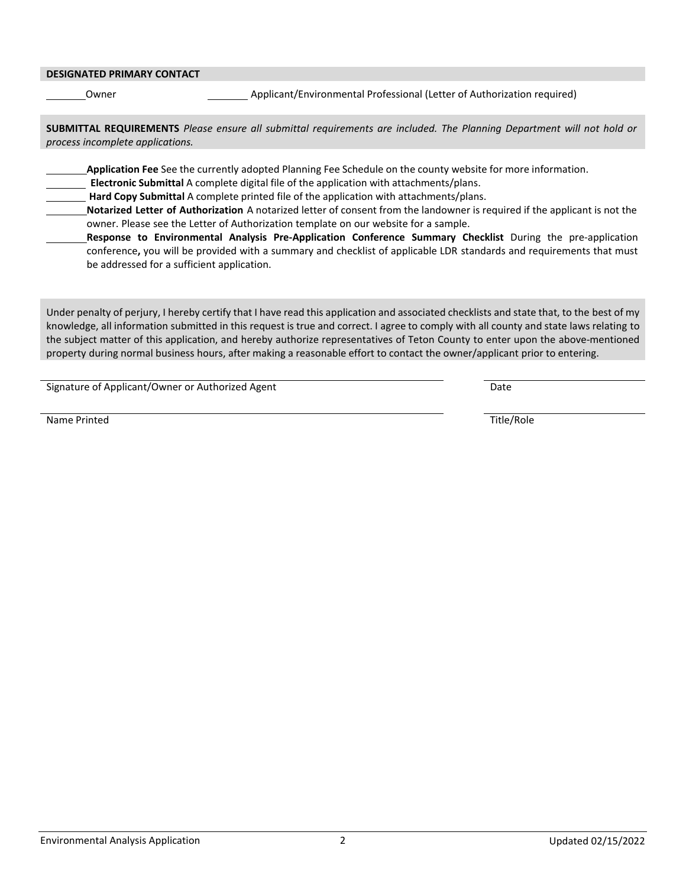**DESIGNATED PRIMARY CONTACT**

\_\_\_\_\_\_\_\_ Owner        \_\_\_\_\_\_\_\_ Applicant/Environmental Professional (Letter of Authorization required)

**SUBMITTAL REQUIREMENTS** *Please ensure all submittal requirements are included. The Planning Department will not hold or process incomplete applications.*

\_\_\_\_\_\_\_\_ **Application Fee** See the currently adopted Planning Fee Schedule on the county website for more information.

\_\_\_\_\_\_\_\_ **Electronic Submittal** A complete digital file of the application with attachments/plans.

\_\_\_\_\_\_\_\_ **Hard Copy Submittal** A complete printed file of the application with attachments/plans.

\_\_\_\_\_\_\_\_ **Notarized Letter of Authorization** A notarized letter of consent from the landowner is required if the applicant is not the owner. Please see the Letter of Authorization template on our website for a sample.

\_\_\_\_\_\_\_\_ **Response to Environmental Analysis Pre-Application Conference Summary Checklist** During the pre-application conference**,** you will be provided with a summary and checklist of applicable LDR standards and requirements that must be addressed for a sufficient application.

Under penalty of perjury, I hereby certify that I have read this application and associated checklists and state that, to the best of my knowledge, all information submitted in this request is true and correct. I agree to comply with all county and state laws relating to the subject matter of this application, and hereby authorize representatives of Teton County to enter upon the above-mentioned property during normal business hours, after making a reasonable effort to contact the owner/applicant prior to entering.

\_\_\_\_\_\_\_\_\_\_\_\_\_\_\_\_\_\_\_\_\_\_\_\_\_\_\_\_\_\_\_\_\_\_\_\_\_\_\_\_ \_\_\_\_\_\_\_\_\_\_\_\_\_\_\_\_\_\_\_\_

Signature of Applicant/Owner or Authorized Agent        Date

\_\_\_\_\_\_\_\_\_\_\_\_\_\_\_\_\_\_\_\_\_\_\_\_\_\_\_\_\_\_\_\_\_\_\_\_\_\_\_\_ \_\_\_\_\_\_\_\_\_\_\_\_\_\_\_\_\_\_\_\_

Name Printed        Title/Role